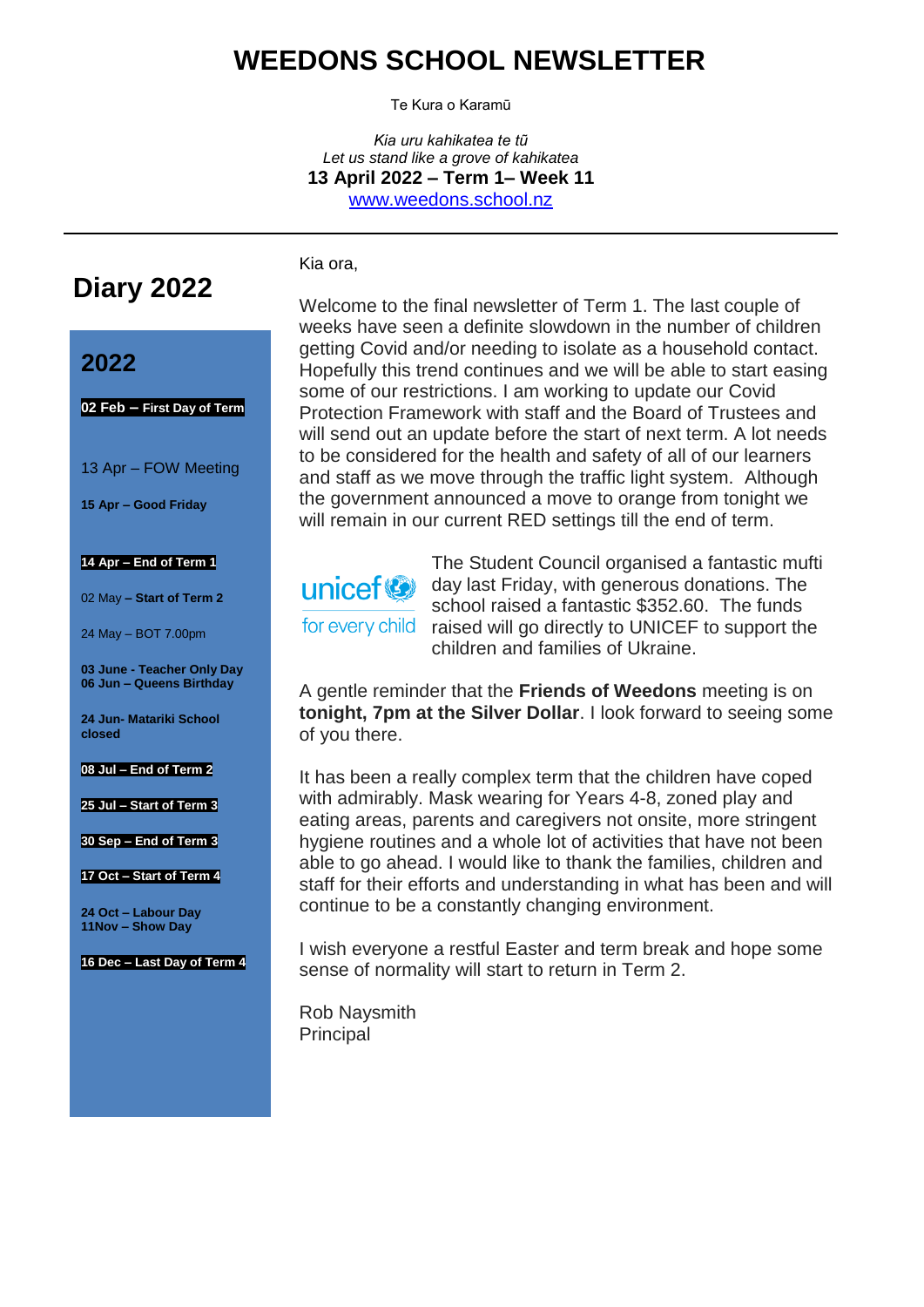# WEEDONS SCHOOL NEWSLETTER

Te Kura o Karamū

*Kia uru kahikatea te tū*
*Let us stand like a grove of kahikatea*
**13 April 2022 – Term 1– Week 11**
[www.weedons.school.nz](http://www.weedons.school.nz)

---

## Diary 2022

### 2022

**02 Feb – First Day of Term**

13 Apr – FOW Meeting

**15 Apr – Good Friday**

**14 Apr – End of Term 1**

02 May **– Start of Term 2**

24 May – BOT 7.00pm

**03 June - Teacher Only Day**
**06 Jun – Queens Birthday**

**24 Jun- Matariki School closed**

**08 Jul – End of Term 2**

**25 Jul – Start of Term 3**

**30 Sep – End of Term 3**

**17 Oct – Start of Term 4**

**24 Oct – Labour Day**
**11Nov – Show Day**

**16 Dec – Last Day of Term 4**

---

Kia ora,

Welcome to the final newsletter of Term 1. The last couple of weeks have seen a definite slowdown in the number of children getting Covid and/or needing to isolate as a household contact. Hopefully this trend continues and we will be able to start easing some of our restrictions. I am working to update our Covid Protection Framework with staff and the Board of Trustees and will send out an update before the start of next term. A lot needs to be considered for the health and safety of all of our learners and staff as we move through the traffic light system. Although the government announced a move to orange from tonight we will remain in our current RED settings till the end of term.

unicef for every child

The Student Council organised a fantastic mufti day last Friday, with generous donations. The school raised a fantastic $352.60. The funds raised will go directly to UNICEF to support the children and families of Ukraine.

A gentle reminder that the **Friends of Weedons** meeting is on **tonight, 7pm at the Silver Dollar**. I look forward to seeing some of you there.

It has been a really complex term that the children have coped with admirably. Mask wearing for Years 4-8, zoned play and eating areas, parents and caregivers not onsite, more stringent hygiene routines and a whole lot of activities that have not been able to go ahead. I would like to thank the families, children and staff for their efforts and understanding in what has been and will continue to be a constantly changing environment.

I wish everyone a restful Easter and term break and hope some sense of normality will start to return in Term 2.

Rob Naysmith
Principal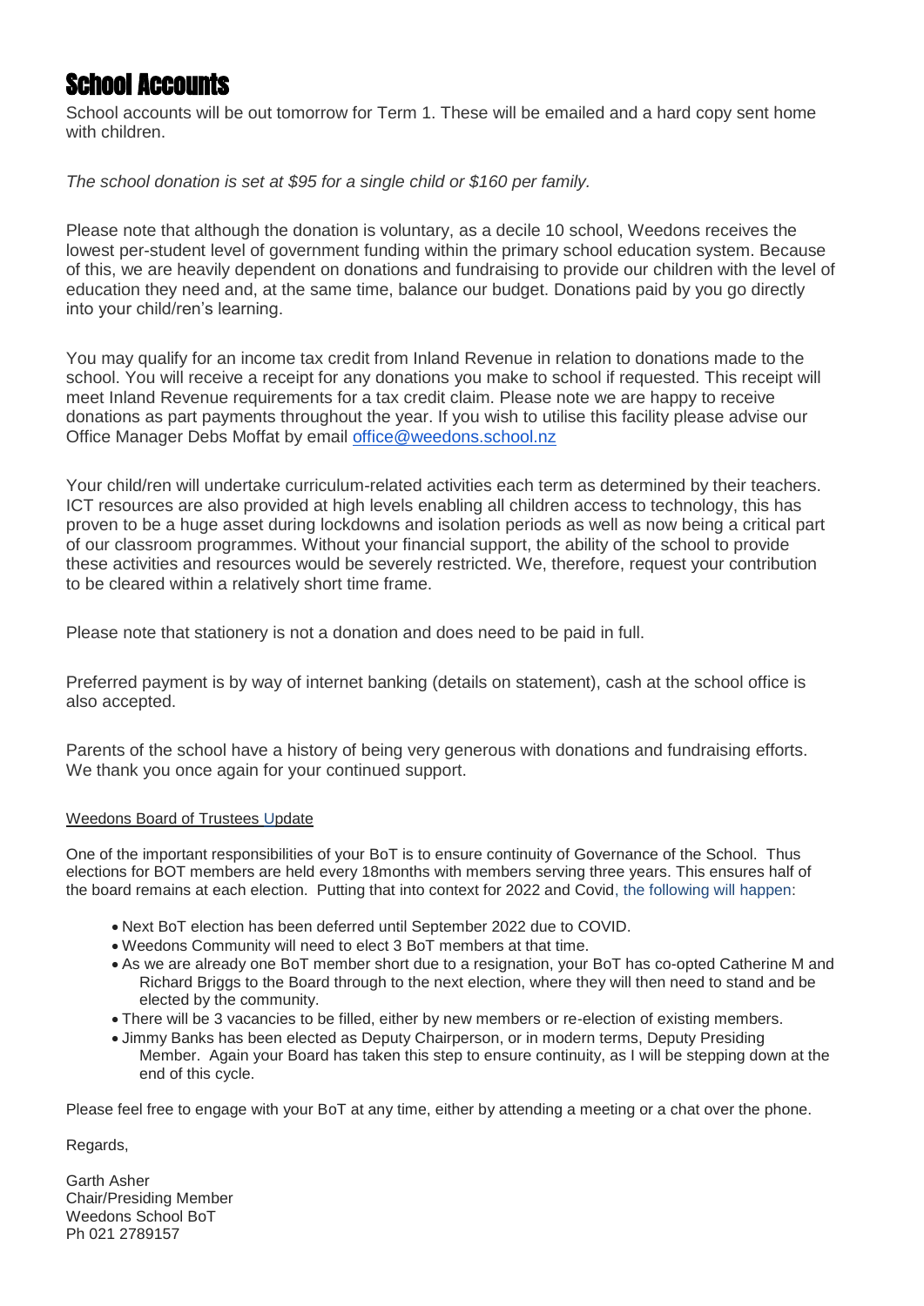# School Accounts

School accounts will be out tomorrow for Term 1. These will be emailed and a hard copy sent home with children.

*The school donation is set at $95 for a single child or $160 per family.*

Please note that although the donation is voluntary, as a decile 10 school, Weedons receives the lowest per-student level of government funding within the primary school education system. Because of this, we are heavily dependent on donations and fundraising to provide our children with the level of education they need and, at the same time, balance our budget. Donations paid by you go directly into your child/ren's learning.

You may qualify for an income tax credit from Inland Revenue in relation to donations made to the school. You will receive a receipt for any donations you make to school if requested. This receipt will meet Inland Revenue requirements for a tax credit claim. Please note we are happy to receive donations as part payments throughout the year. If you wish to utilise this facility please advise our Office Manager Debs Moffat by email office@weedons.school.nz

Your child/ren will undertake curriculum-related activities each term as determined by their teachers. ICT resources are also provided at high levels enabling all children access to technology, this has proven to be a huge asset during lockdowns and isolation periods as well as now being a critical part of our classroom programmes. Without your financial support, the ability of the school to provide these activities and resources would be severely restricted. We, therefore, request your contribution to be cleared within a relatively short time frame.

Please note that stationery is not a donation and does need to be paid in full.

Preferred payment is by way of internet banking (details on statement), cash at the school office is also accepted.

Parents of the school have a history of being very generous with donations and fundraising efforts. We thank you once again for your continued support.

Weedons Board of Trustees Update

One of the important responsibilities of your BoT is to ensure continuity of Governance of the School. Thus elections for BOT members are held every 18months with members serving three years. This ensures half of the board remains at each election. Putting that into context for 2022 and Covid, the following will happen:

- Next BoT election has been deferred until September 2022 due to COVID.
- Weedons Community will need to elect 3 BoT members at that time.
- As we are already one BoT member short due to a resignation, your BoT has co-opted Catherine M and Richard Briggs to the Board through to the next election, where they will then need to stand and be elected by the community.
- There will be 3 vacancies to be filled, either by new members or re-election of existing members.
- Jimmy Banks has been elected as Deputy Chairperson, or in modern terms, Deputy Presiding Member. Again your Board has taken this step to ensure continuity, as I will be stepping down at the end of this cycle.

Please feel free to engage with your BoT at any time, either by attending a meeting or a chat over the phone.

Regards,

Garth Asher
Chair/Presiding Member
Weedons School BoT
Ph 021 2789157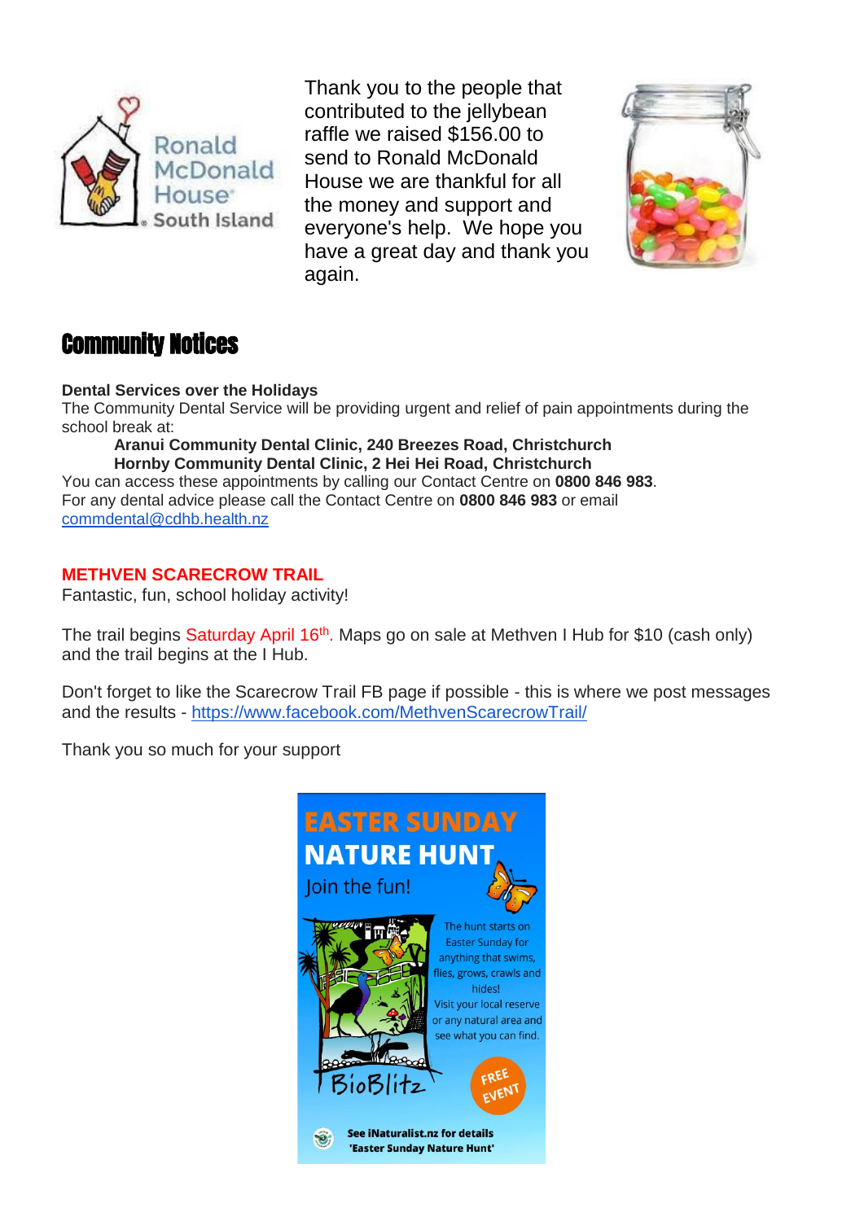Ronald McDonald House South Island

Thank you to the people that contributed to the jellybean raffle we raised $156.00 to send to Ronald McDonald House we are thankful for all the money and support and everyone's help. We hope you have a great day and thank you again.

# Community Notices

**Dental Services over the Holidays**
The Community Dental Service will be providing urgent and relief of pain appointments during the school break at:

**Aranui Community Dental Clinic, 240 Breezes Road, Christchurch**
**Hornby Community Dental Clinic, 2 Hei Hei Road, Christchurch**

You can access these appointments by calling our Contact Centre on **0800 846 983**.
For any dental advice please call the Contact Centre on **0800 846 983** or email commdental@cdhb.health.nz

**METHVEN SCARECROW TRAIL**
Fantastic, fun, school holiday activity!

The trail begins Saturday April 16th. Maps go on sale at Methven I Hub for $10 (cash only) and the trail begins at the I Hub.

Don't forget to like the Scarecrow Trail FB page if possible - this is where we post messages and the results - https://www.facebook.com/MethvenScarecrowTrail/

Thank you so much for your support

**EASTER SUNDAY NATURE HUNT**
Join the fun!

The hunt starts on Easter Sunday for anything that swims, flies, grows, crawls and hides!
Visit your local reserve or any natural area and see what you can find.

BioBlitz

FREE EVENT

See iNaturalist.nz for details 'Easter Sunday Nature Hunt'